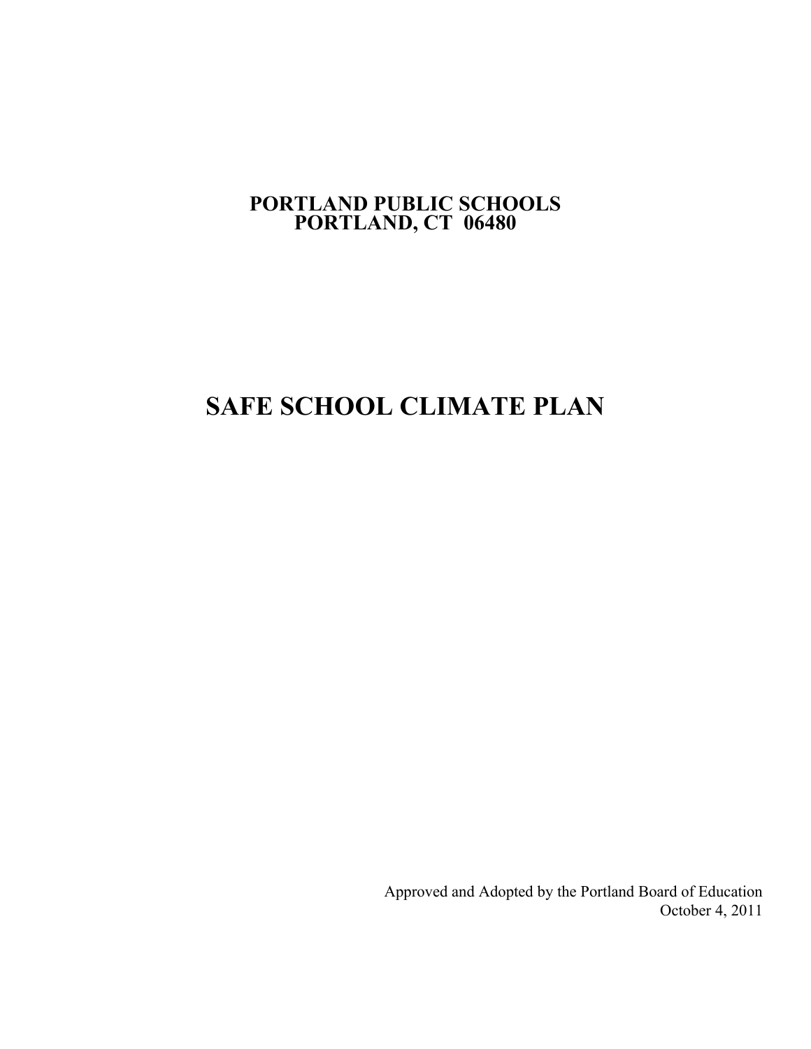**PORTLAND PUBLIC SCHOOLS**
**PORTLAND, CT 06480**

# SAFE SCHOOL CLIMATE PLAN

Approved and Adopted by the Portland Board of Education
October 4, 2011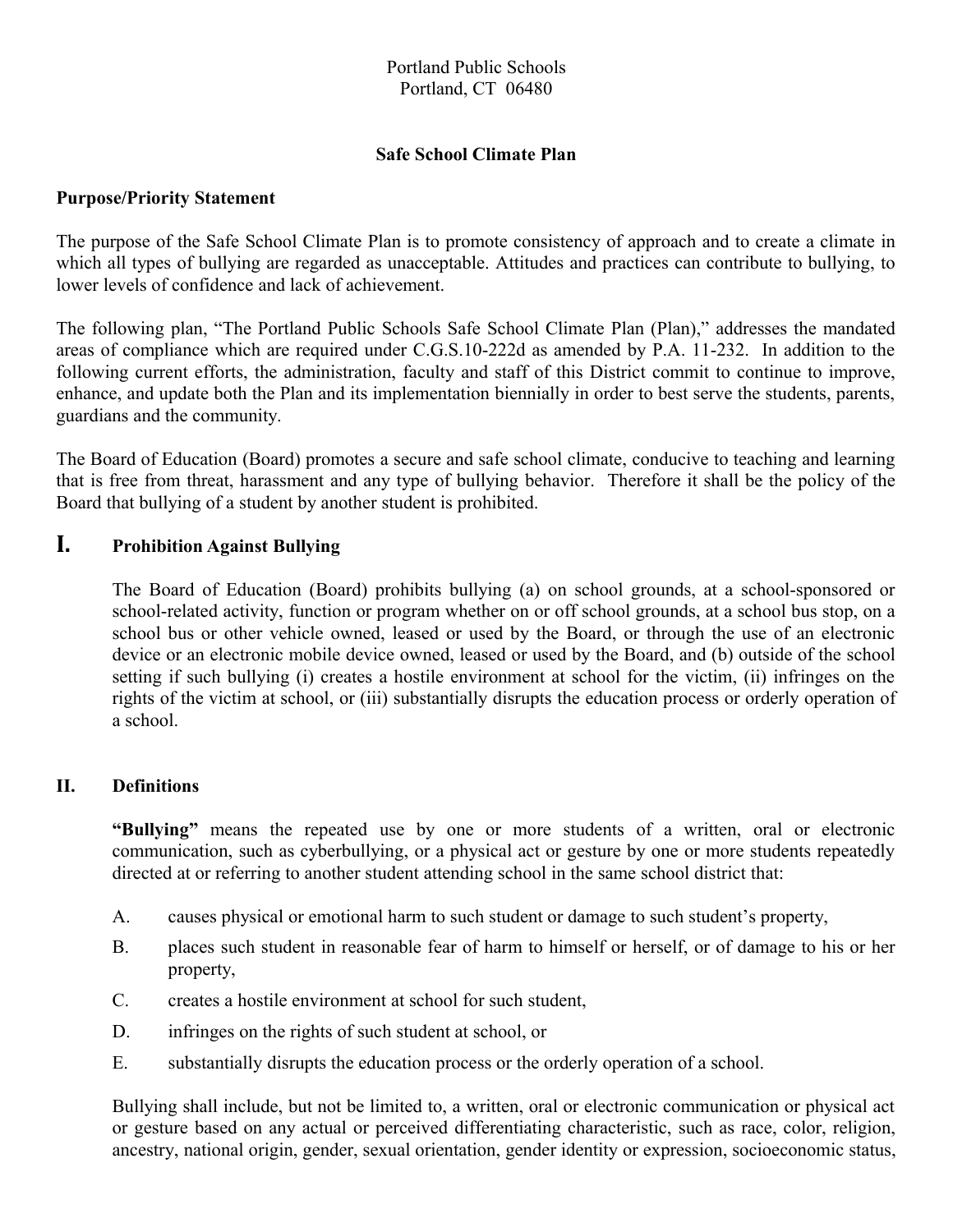Portland Public Schools
Portland, CT 06480

**Safe School Climate Plan**

**Purpose/Priority Statement**

The purpose of the Safe School Climate Plan is to promote consistency of approach and to create a climate in which all types of bullying are regarded as unacceptable. Attitudes and practices can contribute to bullying, to lower levels of confidence and lack of achievement.

The following plan, "The Portland Public Schools Safe School Climate Plan (Plan)," addresses the mandated areas of compliance which are required under C.G.S.10-222d as amended by P.A. 11-232. In addition to the following current efforts, the administration, faculty and staff of this District commit to continue to improve, enhance, and update both the Plan and its implementation biennially in order to best serve the students, parents, guardians and the community.

The Board of Education (Board) promotes a secure and safe school climate, conducive to teaching and learning that is free from threat, harassment and any type of bullying behavior. Therefore it shall be the policy of the Board that bullying of a student by another student is prohibited.

## I. Prohibition Against Bullying

The Board of Education (Board) prohibits bullying (a) on school grounds, at a school-sponsored or school-related activity, function or program whether on or off school grounds, at a school bus stop, on a school bus or other vehicle owned, leased or used by the Board, or through the use of an electronic device or an electronic mobile device owned, leased or used by the Board, and (b) outside of the school setting if such bullying (i) creates a hostile environment at school for the victim, (ii) infringes on the rights of the victim at school, or (iii) substantially disrupts the education process or orderly operation of a school.

## II. Definitions

**"Bullying"** means the repeated use by one or more students of a written, oral or electronic communication, such as cyberbullying, or a physical act or gesture by one or more students repeatedly directed at or referring to another student attending school in the same school district that:

A. causes physical or emotional harm to such student or damage to such student's property,

B. places such student in reasonable fear of harm to himself or herself, or of damage to his or her property,

C. creates a hostile environment at school for such student,

D. infringes on the rights of such student at school, or

E. substantially disrupts the education process or the orderly operation of a school.

Bullying shall include, but not be limited to, a written, oral or electronic communication or physical act or gesture based on any actual or perceived differentiating characteristic, such as race, color, religion, ancestry, national origin, gender, sexual orientation, gender identity or expression, socioeconomic status,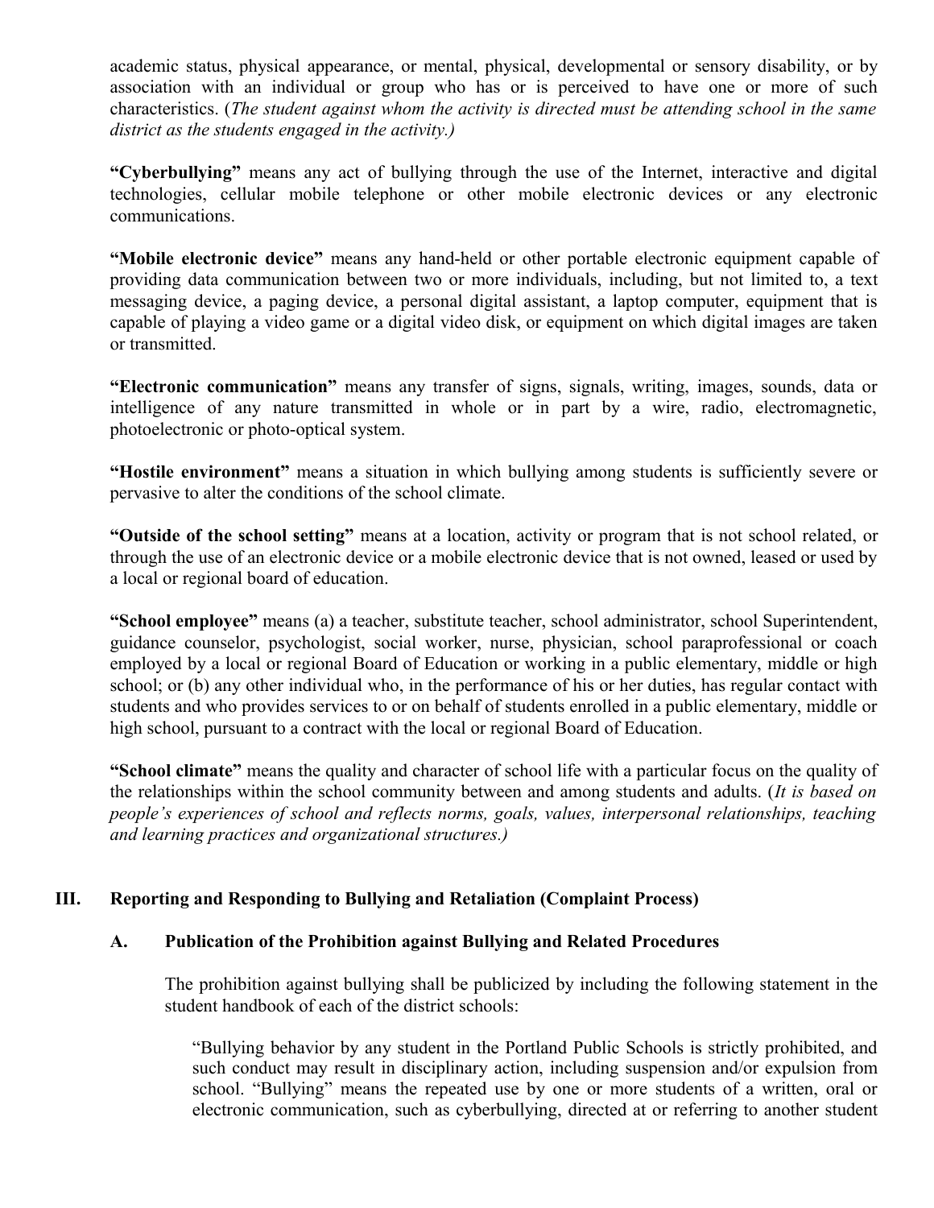academic status, physical appearance, or mental, physical, developmental or sensory disability, or by association with an individual or group who has or is perceived to have one or more of such characteristics. (*The student against whom the activity is directed must be attending school in the same district as the students engaged in the activity.)*

**"Cyberbullying"** means any act of bullying through the use of the Internet, interactive and digital technologies, cellular mobile telephone or other mobile electronic devices or any electronic communications.

**"Mobile electronic device"** means any hand-held or other portable electronic equipment capable of providing data communication between two or more individuals, including, but not limited to, a text messaging device, a paging device, a personal digital assistant, a laptop computer, equipment that is capable of playing a video game or a digital video disk, or equipment on which digital images are taken or transmitted.

**"Electronic communication"** means any transfer of signs, signals, writing, images, sounds, data or intelligence of any nature transmitted in whole or in part by a wire, radio, electromagnetic, photoelectronic or photo-optical system.

**"Hostile environment"** means a situation in which bullying among students is sufficiently severe or pervasive to alter the conditions of the school climate.

**"Outside of the school setting"** means at a location, activity or program that is not school related, or through the use of an electronic device or a mobile electronic device that is not owned, leased or used by a local or regional board of education.

**"School employee"** means (a) a teacher, substitute teacher, school administrator, school Superintendent, guidance counselor, psychologist, social worker, nurse, physician, school paraprofessional or coach employed by a local or regional Board of Education or working in a public elementary, middle or high school; or (b) any other individual who, in the performance of his or her duties, has regular contact with students and who provides services to or on behalf of students enrolled in a public elementary, middle or high school, pursuant to a contract with the local or regional Board of Education.

**"School climate"** means the quality and character of school life with a particular focus on the quality of the relationships within the school community between and among students and adults. (*It is based on people's experiences of school and reflects norms, goals, values, interpersonal relationships, teaching and learning practices and organizational structures.)*

## III. Reporting and Responding to Bullying and Retaliation (Complaint Process)

### A. Publication of the Prohibition against Bullying and Related Procedures

The prohibition against bullying shall be publicized by including the following statement in the student handbook of each of the district schools:

"Bullying behavior by any student in the Portland Public Schools is strictly prohibited, and such conduct may result in disciplinary action, including suspension and/or expulsion from school. "Bullying" means the repeated use by one or more students of a written, oral or electronic communication, such as cyberbullying, directed at or referring to another student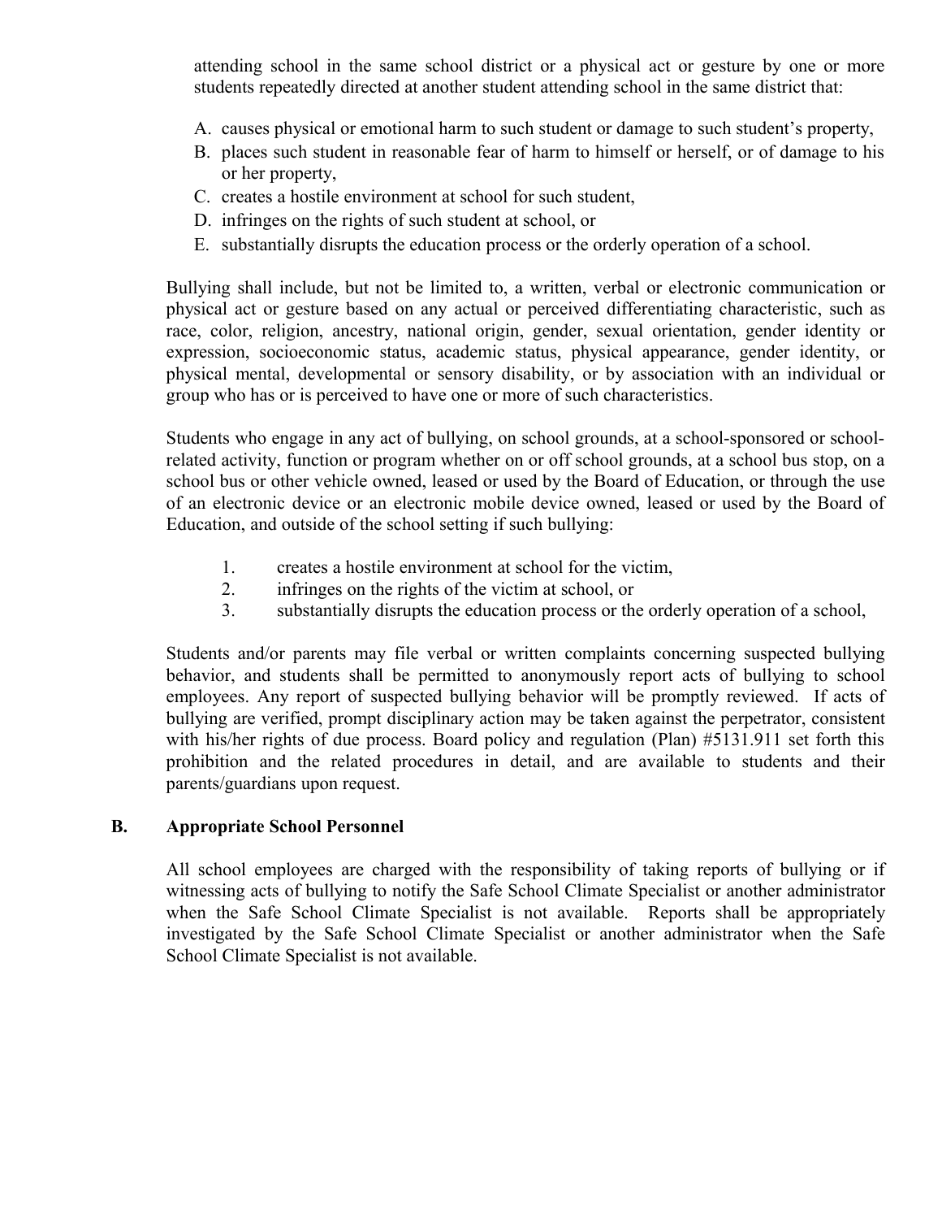attending school in the same school district or a physical act or gesture by one or more students repeatedly directed at another student attending school in the same district that:

A. causes physical or emotional harm to such student or damage to such student's property,
B. places such student in reasonable fear of harm to himself or herself, or of damage to his or her property,
C. creates a hostile environment at school for such student,
D. infringes on the rights of such student at school, or
E. substantially disrupts the education process or the orderly operation of a school.

Bullying shall include, but not be limited to, a written, verbal or electronic communication or physical act or gesture based on any actual or perceived differentiating characteristic, such as race, color, religion, ancestry, national origin, gender, sexual orientation, gender identity or expression, socioeconomic status, academic status, physical appearance, gender identity, or physical mental, developmental or sensory disability, or by association with an individual or group who has or is perceived to have one or more of such characteristics.

Students who engage in any act of bullying, on school grounds, at a school-sponsored or school-related activity, function or program whether on or off school grounds, at a school bus stop, on a school bus or other vehicle owned, leased or used by the Board of Education, or through the use of an electronic device or an electronic mobile device owned, leased or used by the Board of Education, and outside of the school setting if such bullying:

1. creates a hostile environment at school for the victim,
2. infringes on the rights of the victim at school, or
3. substantially disrupts the education process or the orderly operation of a school,

Students and/or parents may file verbal or written complaints concerning suspected bullying behavior, and students shall be permitted to anonymously report acts of bullying to school employees. Any report of suspected bullying behavior will be promptly reviewed. If acts of bullying are verified, prompt disciplinary action may be taken against the perpetrator, consistent with his/her rights of due process. Board policy and regulation (Plan) #5131.911 set forth this prohibition and the related procedures in detail, and are available to students and their parents/guardians upon request.

## B. Appropriate School Personnel

All school employees are charged with the responsibility of taking reports of bullying or if witnessing acts of bullying to notify the Safe School Climate Specialist or another administrator when the Safe School Climate Specialist is not available. Reports shall be appropriately investigated by the Safe School Climate Specialist or another administrator when the Safe School Climate Specialist is not available.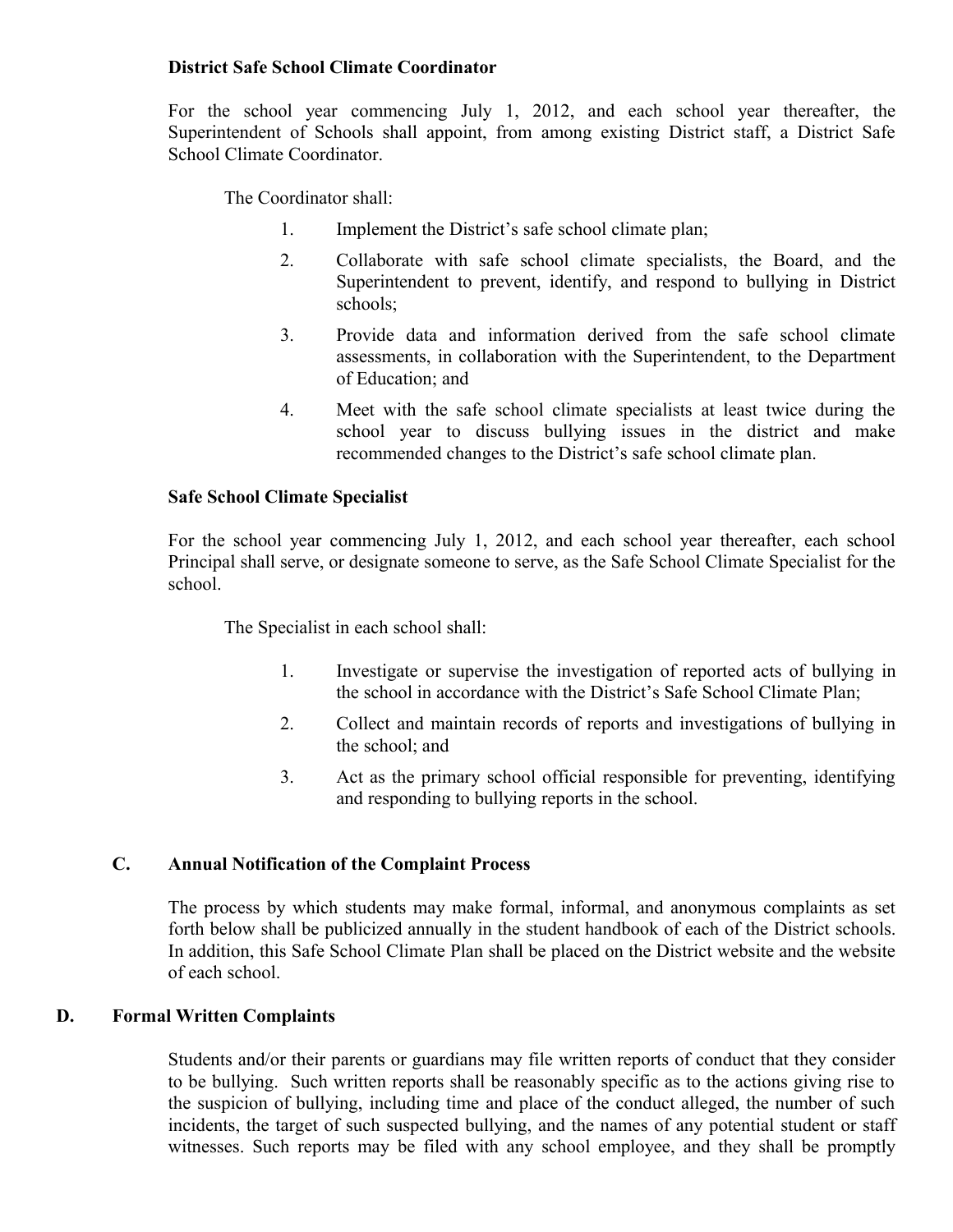**District Safe School Climate Coordinator**

For the school year commencing July 1, 2012, and each school year thereafter, the Superintendent of Schools shall appoint, from among existing District staff, a District Safe School Climate Coordinator.

The Coordinator shall:

1. Implement the District's safe school climate plan;
2. Collaborate with safe school climate specialists, the Board, and the Superintendent to prevent, identify, and respond to bullying in District schools;
3. Provide data and information derived from the safe school climate assessments, in collaboration with the Superintendent, to the Department of Education; and
4. Meet with the safe school climate specialists at least twice during the school year to discuss bullying issues in the district and make recommended changes to the District's safe school climate plan.

**Safe School Climate Specialist**

For the school year commencing July 1, 2012, and each school year thereafter, each school Principal shall serve, or designate someone to serve, as the Safe School Climate Specialist for the school.

The Specialist in each school shall:

1. Investigate or supervise the investigation of reported acts of bullying in the school in accordance with the District's Safe School Climate Plan;
2. Collect and maintain records of reports and investigations of bullying in the school; and
3. Act as the primary school official responsible for preventing, identifying and responding to bullying reports in the school.

### C. Annual Notification of the Complaint Process

The process by which students may make formal, informal, and anonymous complaints as set forth below shall be publicized annually in the student handbook of each of the District schools. In addition, this Safe School Climate Plan shall be placed on the District website and the website of each school.

### D. Formal Written Complaints

Students and/or their parents or guardians may file written reports of conduct that they consider to be bullying. Such written reports shall be reasonably specific as to the actions giving rise to the suspicion of bullying, including time and place of the conduct alleged, the number of such incidents, the target of such suspected bullying, and the names of any potential student or staff witnesses. Such reports may be filed with any school employee, and they shall be promptly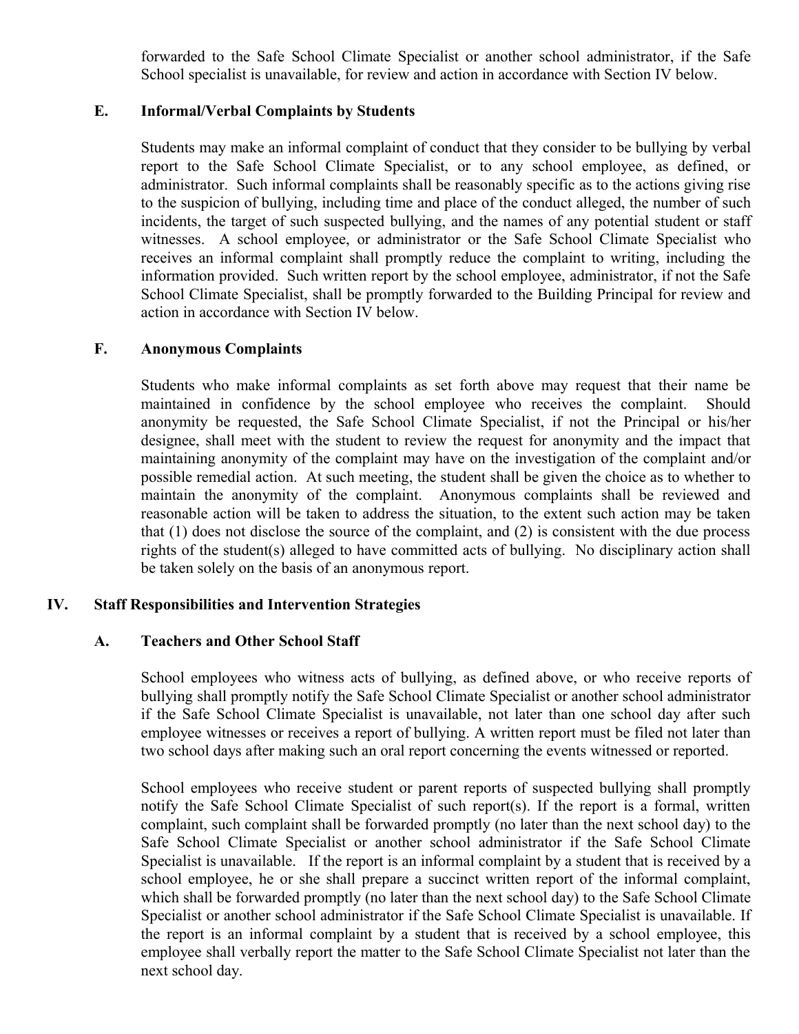forwarded to the Safe School Climate Specialist or another school administrator, if the Safe School specialist is unavailable, for review and action in accordance with Section IV below.

### E. Informal/Verbal Complaints by Students

Students may make an informal complaint of conduct that they consider to be bullying by verbal report to the Safe School Climate Specialist, or to any school employee, as defined, or administrator. Such informal complaints shall be reasonably specific as to the actions giving rise to the suspicion of bullying, including time and place of the conduct alleged, the number of such incidents, the target of such suspected bullying, and the names of any potential student or staff witnesses. A school employee, or administrator or the Safe School Climate Specialist who receives an informal complaint shall promptly reduce the complaint to writing, including the information provided. Such written report by the school employee, administrator, if not the Safe School Climate Specialist, shall be promptly forwarded to the Building Principal for review and action in accordance with Section IV below.

### F. Anonymous Complaints

Students who make informal complaints as set forth above may request that their name be maintained in confidence by the school employee who receives the complaint. Should anonymity be requested, the Safe School Climate Specialist, if not the Principal or his/her designee, shall meet with the student to review the request for anonymity and the impact that maintaining anonymity of the complaint may have on the investigation of the complaint and/or possible remedial action. At such meeting, the student shall be given the choice as to whether to maintain the anonymity of the complaint. Anonymous complaints shall be reviewed and reasonable action will be taken to address the situation, to the extent such action may be taken that (1) does not disclose the source of the complaint, and (2) is consistent with the due process rights of the student(s) alleged to have committed acts of bullying. No disciplinary action shall be taken solely on the basis of an anonymous report.

## IV. Staff Responsibilities and Intervention Strategies

### A. Teachers and Other School Staff

School employees who witness acts of bullying, as defined above, or who receive reports of bullying shall promptly notify the Safe School Climate Specialist or another school administrator if the Safe School Climate Specialist is unavailable, not later than one school day after such employee witnesses or receives a report of bullying. A written report must be filed not later than two school days after making such an oral report concerning the events witnessed or reported.

School employees who receive student or parent reports of suspected bullying shall promptly notify the Safe School Climate Specialist of such report(s). If the report is a formal, written complaint, such complaint shall be forwarded promptly (no later than the next school day) to the Safe School Climate Specialist or another school administrator if the Safe School Climate Specialist is unavailable. If the report is an informal complaint by a student that is received by a school employee, he or she shall prepare a succinct written report of the informal complaint, which shall be forwarded promptly (no later than the next school day) to the Safe School Climate Specialist or another school administrator if the Safe School Climate Specialist is unavailable. If the report is an informal complaint by a student that is received by a school employee, this employee shall verbally report the matter to the Safe School Climate Specialist not later than the next school day.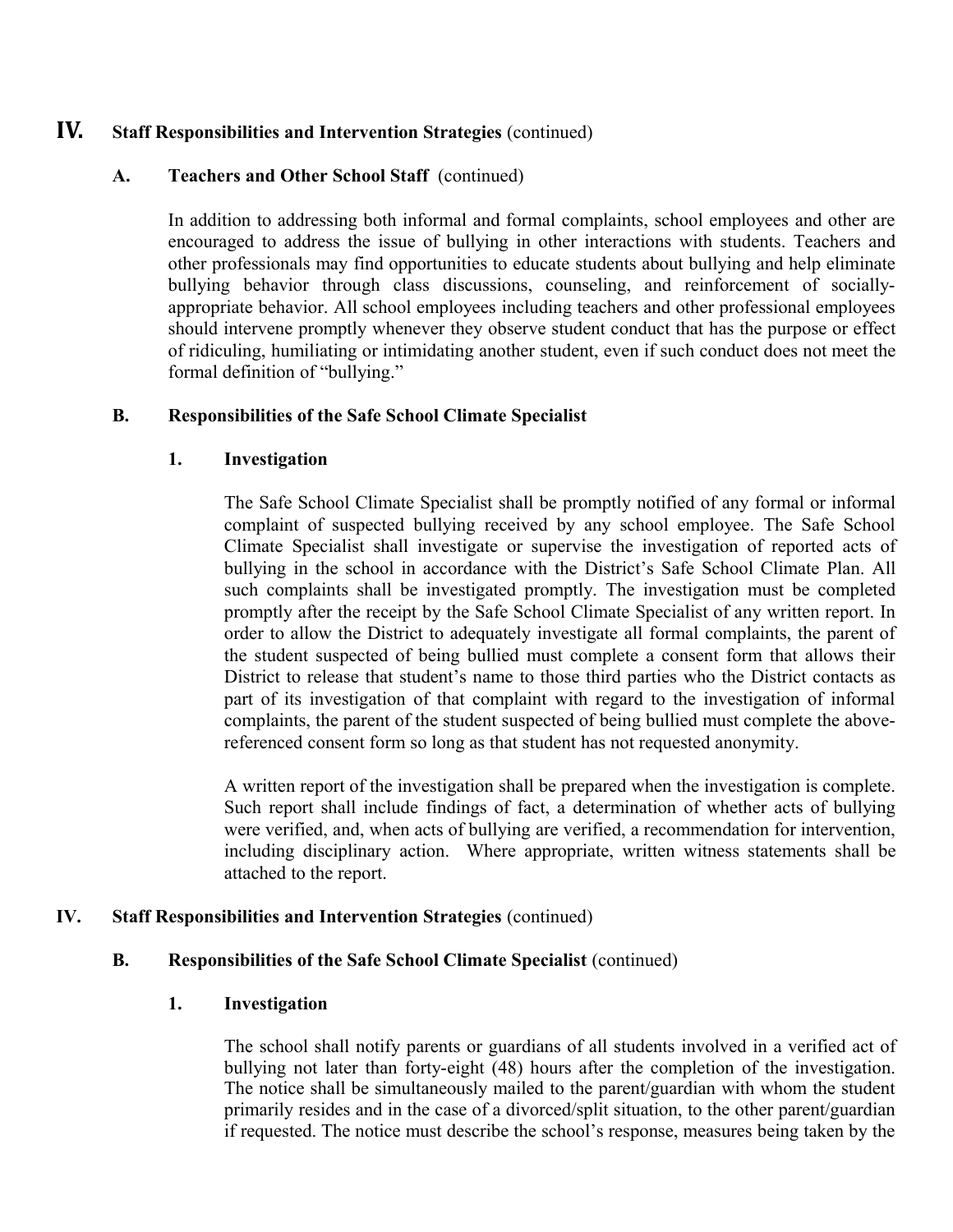## IV. Staff Responsibilities and Intervention Strategies (continued)

### A. Teachers and Other School Staff (continued)

In addition to addressing both informal and formal complaints, school employees and other are encouraged to address the issue of bullying in other interactions with students. Teachers and other professionals may find opportunities to educate students about bullying and help eliminate bullying behavior through class discussions, counseling, and reinforcement of socially-appropriate behavior. All school employees including teachers and other professional employees should intervene promptly whenever they observe student conduct that has the purpose or effect of ridiculing, humiliating or intimidating another student, even if such conduct does not meet the formal definition of "bullying."

### B. Responsibilities of the Safe School Climate Specialist

#### 1. Investigation

The Safe School Climate Specialist shall be promptly notified of any formal or informal complaint of suspected bullying received by any school employee. The Safe School Climate Specialist shall investigate or supervise the investigation of reported acts of bullying in the school in accordance with the District's Safe School Climate Plan. All such complaints shall be investigated promptly. The investigation must be completed promptly after the receipt by the Safe School Climate Specialist of any written report. In order to allow the District to adequately investigate all formal complaints, the parent of the student suspected of being bullied must complete a consent form that allows their District to release that student's name to those third parties who the District contacts as part of its investigation of that complaint with regard to the investigation of informal complaints, the parent of the student suspected of being bullied must complete the above-referenced consent form so long as that student has not requested anonymity.

A written report of the investigation shall be prepared when the investigation is complete. Such report shall include findings of fact, a determination of whether acts of bullying were verified, and, when acts of bullying are verified, a recommendation for intervention, including disciplinary action. Where appropriate, written witness statements shall be attached to the report.

## IV. Staff Responsibilities and Intervention Strategies (continued)

### B. Responsibilities of the Safe School Climate Specialist (continued)

#### 1. Investigation

The school shall notify parents or guardians of all students involved in a verified act of bullying not later than forty-eight (48) hours after the completion of the investigation. The notice shall be simultaneously mailed to the parent/guardian with whom the student primarily resides and in the case of a divorced/split situation, to the other parent/guardian if requested. The notice must describe the school's response, measures being taken by the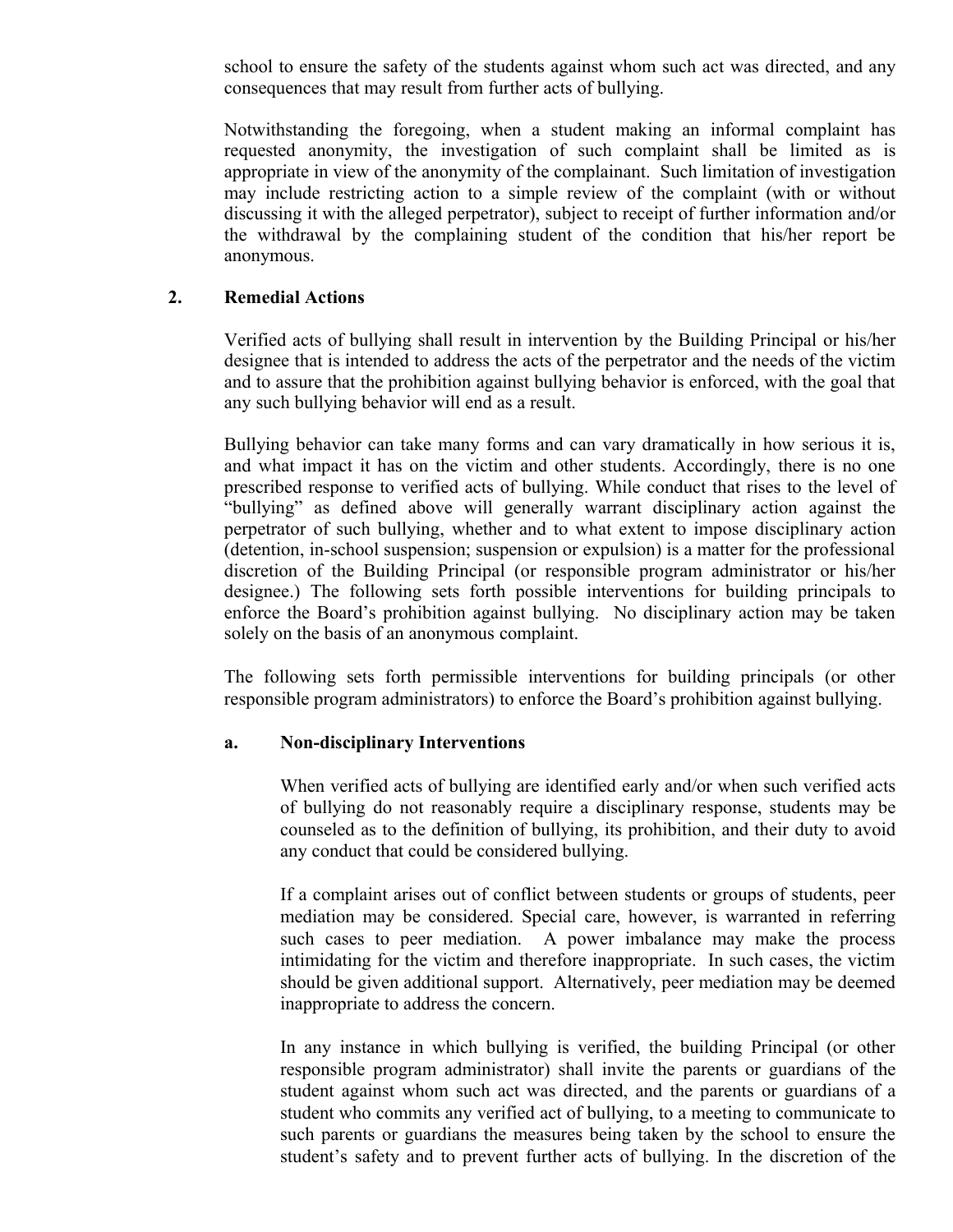school to ensure the safety of the students against whom such act was directed, and any consequences that may result from further acts of bullying.

Notwithstanding the foregoing, when a student making an informal complaint has requested anonymity, the investigation of such complaint shall be limited as is appropriate in view of the anonymity of the complainant. Such limitation of investigation may include restricting action to a simple review of the complaint (with or without discussing it with the alleged perpetrator), subject to receipt of further information and/or the withdrawal by the complaining student of the condition that his/her report be anonymous.

**2. Remedial Actions**

Verified acts of bullying shall result in intervention by the Building Principal or his/her designee that is intended to address the acts of the perpetrator and the needs of the victim and to assure that the prohibition against bullying behavior is enforced, with the goal that any such bullying behavior will end as a result.

Bullying behavior can take many forms and can vary dramatically in how serious it is, and what impact it has on the victim and other students. Accordingly, there is no one prescribed response to verified acts of bullying. While conduct that rises to the level of "bullying" as defined above will generally warrant disciplinary action against the perpetrator of such bullying, whether and to what extent to impose disciplinary action (detention, in-school suspension; suspension or expulsion) is a matter for the professional discretion of the Building Principal (or responsible program administrator or his/her designee.) The following sets forth possible interventions for building principals to enforce the Board's prohibition against bullying. No disciplinary action may be taken solely on the basis of an anonymous complaint.

The following sets forth permissible interventions for building principals (or other responsible program administrators) to enforce the Board's prohibition against bullying.

**a. Non-disciplinary Interventions**

When verified acts of bullying are identified early and/or when such verified acts of bullying do not reasonably require a disciplinary response, students may be counseled as to the definition of bullying, its prohibition, and their duty to avoid any conduct that could be considered bullying.

If a complaint arises out of conflict between students or groups of students, peer mediation may be considered. Special care, however, is warranted in referring such cases to peer mediation. A power imbalance may make the process intimidating for the victim and therefore inappropriate. In such cases, the victim should be given additional support. Alternatively, peer mediation may be deemed inappropriate to address the concern.

In any instance in which bullying is verified, the building Principal (or other responsible program administrator) shall invite the parents or guardians of the student against whom such act was directed, and the parents or guardians of a student who commits any verified act of bullying, to a meeting to communicate to such parents or guardians the measures being taken by the school to ensure the student's safety and to prevent further acts of bullying. In the discretion of the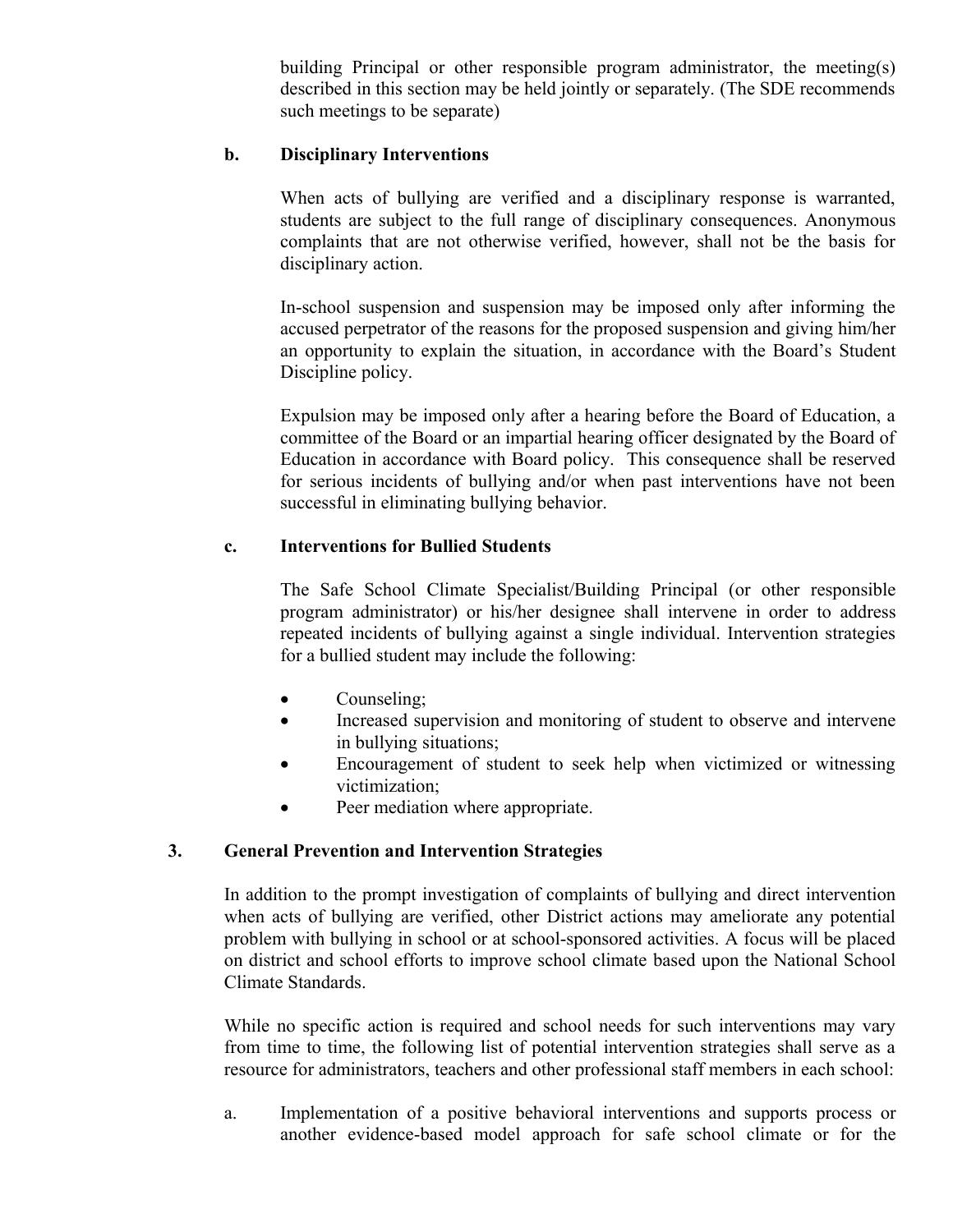building Principal or other responsible program administrator, the meeting(s) described in this section may be held jointly or separately. (The SDE recommends such meetings to be separate)

**b. Disciplinary Interventions**

When acts of bullying are verified and a disciplinary response is warranted, students are subject to the full range of disciplinary consequences. Anonymous complaints that are not otherwise verified, however, shall not be the basis for disciplinary action.

In-school suspension and suspension may be imposed only after informing the accused perpetrator of the reasons for the proposed suspension and giving him/her an opportunity to explain the situation, in accordance with the Board's Student Discipline policy.

Expulsion may be imposed only after a hearing before the Board of Education, a committee of the Board or an impartial hearing officer designated by the Board of Education in accordance with Board policy. This consequence shall be reserved for serious incidents of bullying and/or when past interventions have not been successful in eliminating bullying behavior.

**c. Interventions for Bullied Students**

The Safe School Climate Specialist/Building Principal (or other responsible program administrator) or his/her designee shall intervene in order to address repeated incidents of bullying against a single individual. Intervention strategies for a bullied student may include the following:

- Counseling;
- Increased supervision and monitoring of student to observe and intervene in bullying situations;
- Encouragement of student to seek help when victimized or witnessing victimization;
- Peer mediation where appropriate.

**3. General Prevention and Intervention Strategies**

In addition to the prompt investigation of complaints of bullying and direct intervention when acts of bullying are verified, other District actions may ameliorate any potential problem with bullying in school or at school-sponsored activities. A focus will be placed on district and school efforts to improve school climate based upon the National School Climate Standards.

While no specific action is required and school needs for such interventions may vary from time to time, the following list of potential intervention strategies shall serve as a resource for administrators, teachers and other professional staff members in each school:

a. Implementation of a positive behavioral interventions and supports process or another evidence-based model approach for safe school climate or for the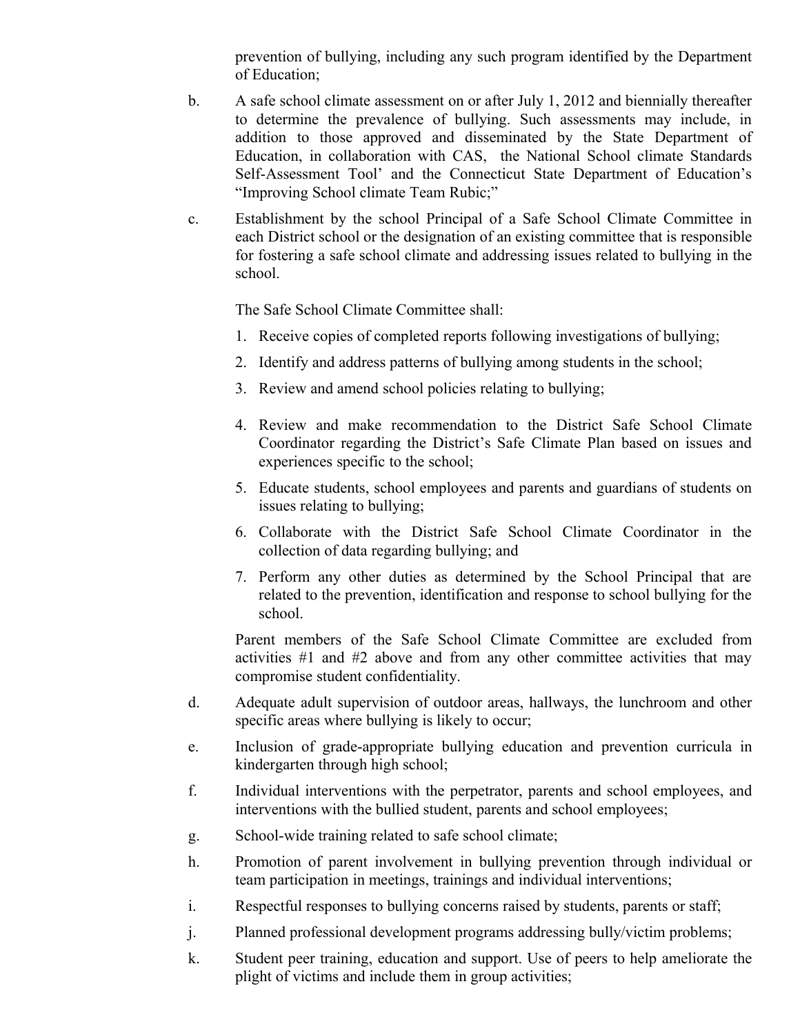prevention of bullying, including any such program identified by the Department of Education;

b. A safe school climate assessment on or after July 1, 2012 and biennially thereafter to determine the prevalence of bullying. Such assessments may include, in addition to those approved and disseminated by the State Department of Education, in collaboration with CAS, the National School climate Standards Self-Assessment Tool' and the Connecticut State Department of Education's "Improving School climate Team Rubic;"

c. Establishment by the school Principal of a Safe School Climate Committee in each District school or the designation of an existing committee that is responsible for fostering a safe school climate and addressing issues related to bullying in the school.

   The Safe School Climate Committee shall:

   1. Receive copies of completed reports following investigations of bullying;
   2. Identify and address patterns of bullying among students in the school;
   3. Review and amend school policies relating to bullying;
   4. Review and make recommendation to the District Safe School Climate Coordinator regarding the District's Safe Climate Plan based on issues and experiences specific to the school;
   5. Educate students, school employees and parents and guardians of students on issues relating to bullying;
   6. Collaborate with the District Safe School Climate Coordinator in the collection of data regarding bullying; and
   7. Perform any other duties as determined by the School Principal that are related to the prevention, identification and response to school bullying for the school.

   Parent members of the Safe School Climate Committee are excluded from activities #1 and #2 above and from any other committee activities that may compromise student confidentiality.

d. Adequate adult supervision of outdoor areas, hallways, the lunchroom and other specific areas where bullying is likely to occur;

e. Inclusion of grade-appropriate bullying education and prevention curricula in kindergarten through high school;

f. Individual interventions with the perpetrator, parents and school employees, and interventions with the bullied student, parents and school employees;

g. School-wide training related to safe school climate;

h. Promotion of parent involvement in bullying prevention through individual or team participation in meetings, trainings and individual interventions;

i. Respectful responses to bullying concerns raised by students, parents or staff;

j. Planned professional development programs addressing bully/victim problems;

k. Student peer training, education and support. Use of peers to help ameliorate the plight of victims and include them in group activities;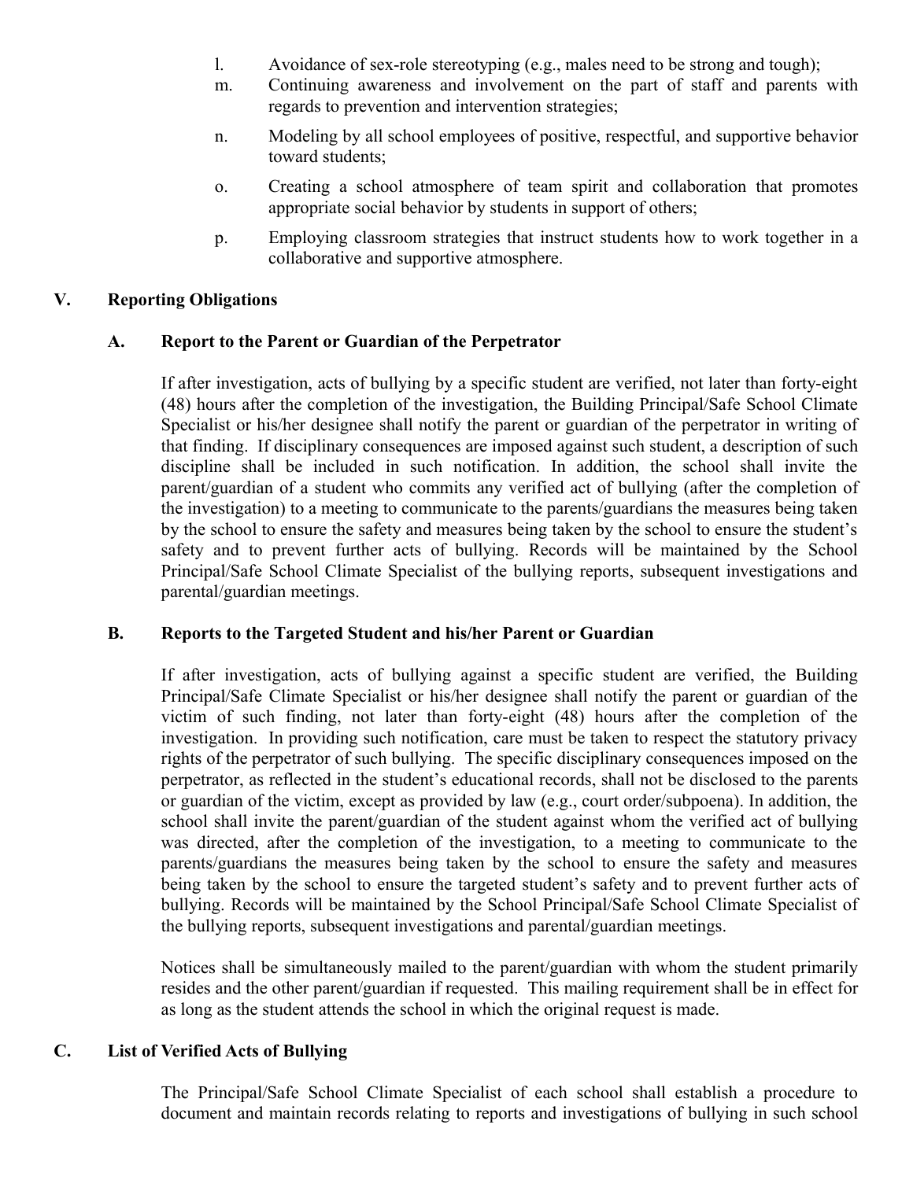l. Avoidance of sex-role stereotyping (e.g., males need to be strong and tough);

m. Continuing awareness and involvement on the part of staff and parents with regards to prevention and intervention strategies;

n. Modeling by all school employees of positive, respectful, and supportive behavior toward students;

o. Creating a school atmosphere of team spirit and collaboration that promotes appropriate social behavior by students in support of others;

p. Employing classroom strategies that instruct students how to work together in a collaborative and supportive atmosphere.

## V. Reporting Obligations

### A. Report to the Parent or Guardian of the Perpetrator

If after investigation, acts of bullying by a specific student are verified, not later than forty-eight (48) hours after the completion of the investigation, the Building Principal/Safe School Climate Specialist or his/her designee shall notify the parent or guardian of the perpetrator in writing of that finding. If disciplinary consequences are imposed against such student, a description of such discipline shall be included in such notification. In addition, the school shall invite the parent/guardian of a student who commits any verified act of bullying (after the completion of the investigation) to a meeting to communicate to the parents/guardians the measures being taken by the school to ensure the safety and measures being taken by the school to ensure the student's safety and to prevent further acts of bullying. Records will be maintained by the School Principal/Safe School Climate Specialist of the bullying reports, subsequent investigations and parental/guardian meetings.

### B. Reports to the Targeted Student and his/her Parent or Guardian

If after investigation, acts of bullying against a specific student are verified, the Building Principal/Safe Climate Specialist or his/her designee shall notify the parent or guardian of the victim of such finding, not later than forty-eight (48) hours after the completion of the investigation. In providing such notification, care must be taken to respect the statutory privacy rights of the perpetrator of such bullying. The specific disciplinary consequences imposed on the perpetrator, as reflected in the student's educational records, shall not be disclosed to the parents or guardian of the victim, except as provided by law (e.g., court order/subpoena). In addition, the school shall invite the parent/guardian of the student against whom the verified act of bullying was directed, after the completion of the investigation, to a meeting to communicate to the parents/guardians the measures being taken by the school to ensure the safety and measures being taken by the school to ensure the targeted student's safety and to prevent further acts of bullying. Records will be maintained by the School Principal/Safe School Climate Specialist of the bullying reports, subsequent investigations and parental/guardian meetings.

Notices shall be simultaneously mailed to the parent/guardian with whom the student primarily resides and the other parent/guardian if requested. This mailing requirement shall be in effect for as long as the student attends the school in which the original request is made.

### C. List of Verified Acts of Bullying

The Principal/Safe School Climate Specialist of each school shall establish a procedure to document and maintain records relating to reports and investigations of bullying in such school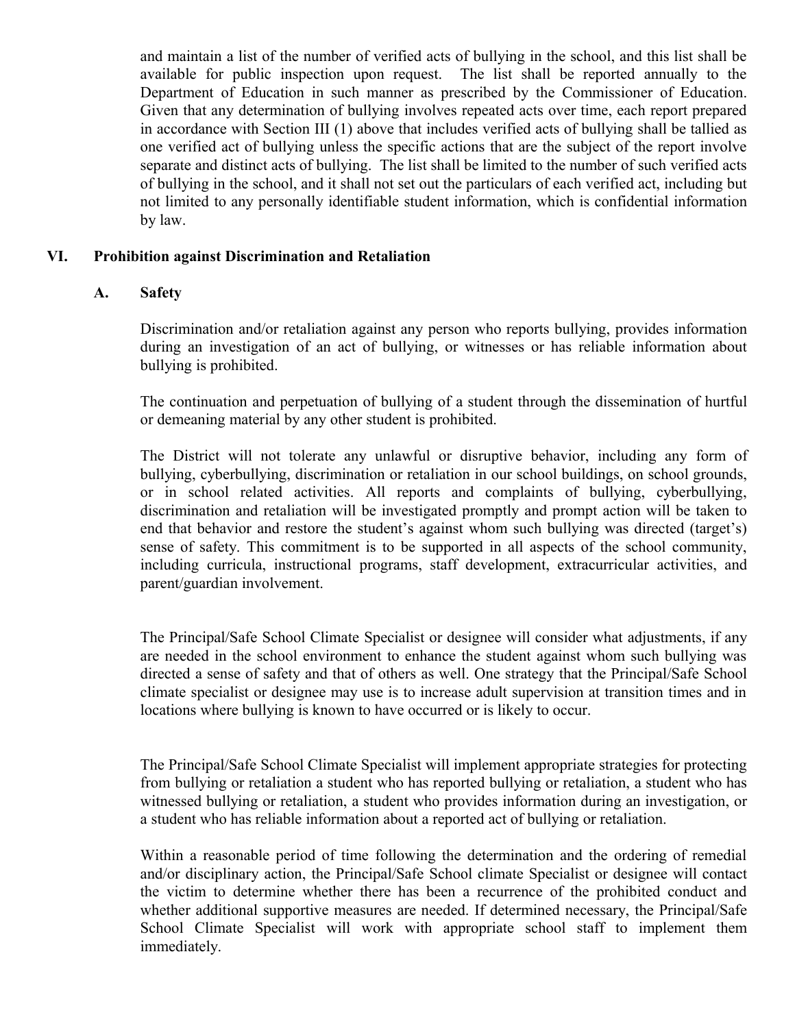and maintain a list of the number of verified acts of bullying in the school, and this list shall be available for public inspection upon request. The list shall be reported annually to the Department of Education in such manner as prescribed by the Commissioner of Education. Given that any determination of bullying involves repeated acts over time, each report prepared in accordance with Section III (1) above that includes verified acts of bullying shall be tallied as one verified act of bullying unless the specific actions that are the subject of the report involve separate and distinct acts of bullying. The list shall be limited to the number of such verified acts of bullying in the school, and it shall not set out the particulars of each verified act, including but not limited to any personally identifiable student information, which is confidential information by law.

## VI. Prohibition against Discrimination and Retaliation

### A. Safety

Discrimination and/or retaliation against any person who reports bullying, provides information during an investigation of an act of bullying, or witnesses or has reliable information about bullying is prohibited.

The continuation and perpetuation of bullying of a student through the dissemination of hurtful or demeaning material by any other student is prohibited.

The District will not tolerate any unlawful or disruptive behavior, including any form of bullying, cyberbullying, discrimination or retaliation in our school buildings, on school grounds, or in school related activities. All reports and complaints of bullying, cyberbullying, discrimination and retaliation will be investigated promptly and prompt action will be taken to end that behavior and restore the student's against whom such bullying was directed (target's) sense of safety. This commitment is to be supported in all aspects of the school community, including curricula, instructional programs, staff development, extracurricular activities, and parent/guardian involvement.

The Principal/Safe School Climate Specialist or designee will consider what adjustments, if any are needed in the school environment to enhance the student against whom such bullying was directed a sense of safety and that of others as well. One strategy that the Principal/Safe School climate specialist or designee may use is to increase adult supervision at transition times and in locations where bullying is known to have occurred or is likely to occur.

The Principal/Safe School Climate Specialist will implement appropriate strategies for protecting from bullying or retaliation a student who has reported bullying or retaliation, a student who has witnessed bullying or retaliation, a student who provides information during an investigation, or a student who has reliable information about a reported act of bullying or retaliation.

Within a reasonable period of time following the determination and the ordering of remedial and/or disciplinary action, the Principal/Safe School climate Specialist or designee will contact the victim to determine whether there has been a recurrence of the prohibited conduct and whether additional supportive measures are needed. If determined necessary, the Principal/Safe School Climate Specialist will work with appropriate school staff to implement them immediately.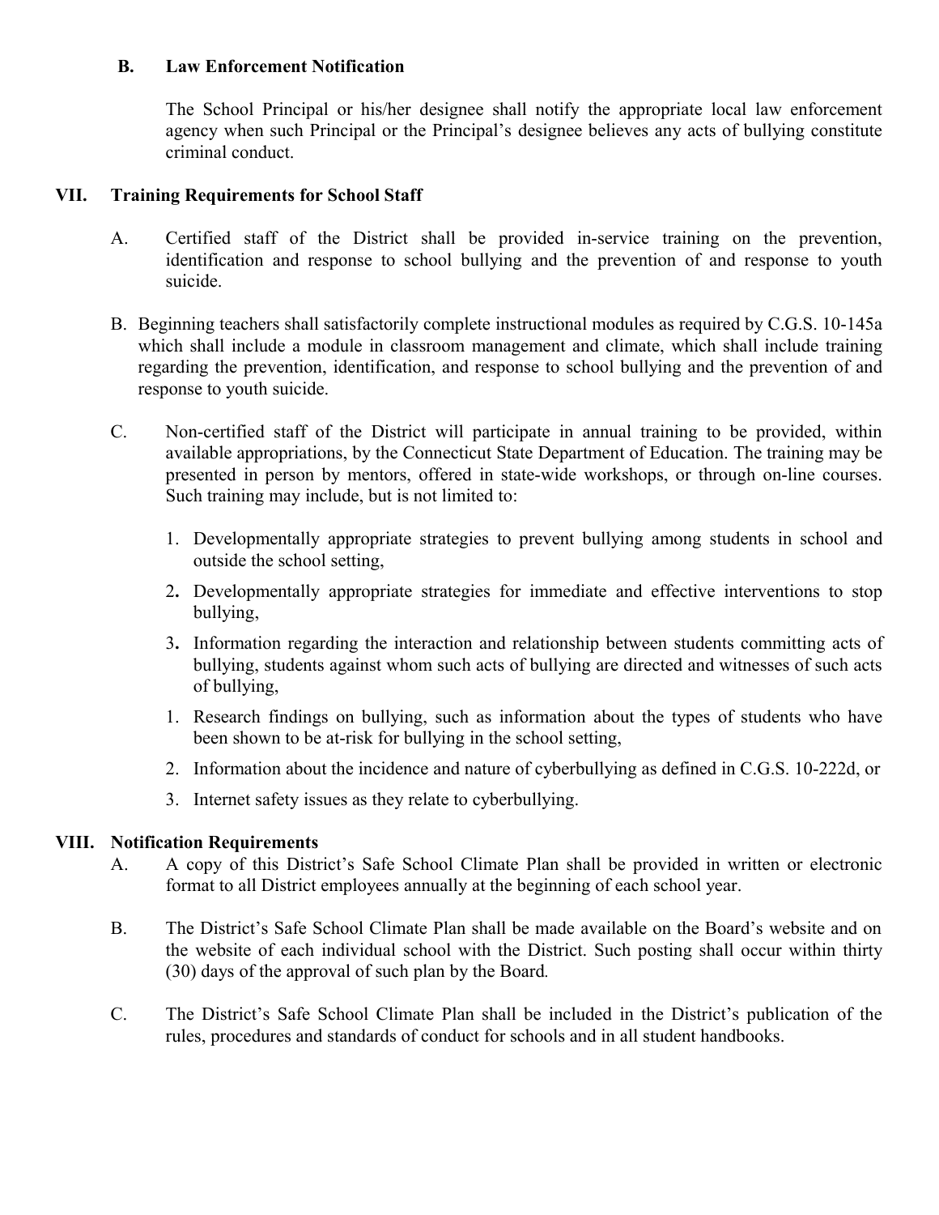**B. Law Enforcement Notification**

The School Principal or his/her designee shall notify the appropriate local law enforcement agency when such Principal or the Principal's designee believes any acts of bullying constitute criminal conduct.

## VII. Training Requirements for School Staff

A. Certified staff of the District shall be provided in-service training on the prevention, identification and response to school bullying and the prevention of and response to youth suicide.

B. Beginning teachers shall satisfactorily complete instructional modules as required by C.G.S. 10-145a which shall include a module in classroom management and climate, which shall include training regarding the prevention, identification, and response to school bullying and the prevention of and response to youth suicide.

C. Non-certified staff of the District will participate in annual training to be provided, within available appropriations, by the Connecticut State Department of Education. The training may be presented in person by mentors, offered in state-wide workshops, or through on-line courses. Such training may include, but is not limited to:

1. Developmentally appropriate strategies to prevent bullying among students in school and outside the school setting,
2. Developmentally appropriate strategies for immediate and effective interventions to stop bullying,
3. Information regarding the interaction and relationship between students committing acts of bullying, students against whom such acts of bullying are directed and witnesses of such acts of bullying,
1. Research findings on bullying, such as information about the types of students who have been shown to be at-risk for bullying in the school setting,
2. Information about the incidence and nature of cyberbullying as defined in C.G.S. 10-222d, or
3. Internet safety issues as they relate to cyberbullying.

## VIII. Notification Requirements

A. A copy of this District's Safe School Climate Plan shall be provided in written or electronic format to all District employees annually at the beginning of each school year.

B. The District's Safe School Climate Plan shall be made available on the Board's website and on the website of each individual school with the District. Such posting shall occur within thirty (30) days of the approval of such plan by the Board.

C. The District's Safe School Climate Plan shall be included in the District's publication of the rules, procedures and standards of conduct for schools and in all student handbooks.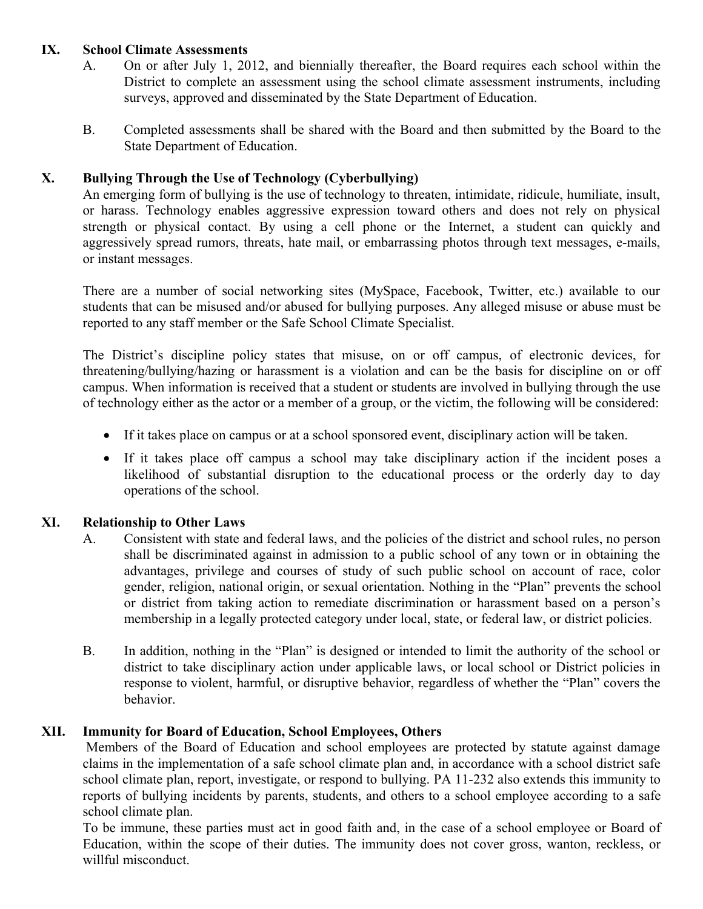## IX. School Climate Assessments

A. On or after July 1, 2012, and biennially thereafter, the Board requires each school within the District to complete an assessment using the school climate assessment instruments, including surveys, approved and disseminated by the State Department of Education.

B. Completed assessments shall be shared with the Board and then submitted by the Board to the State Department of Education.

## X. Bullying Through the Use of Technology (Cyberbullying)

An emerging form of bullying is the use of technology to threaten, intimidate, ridicule, humiliate, insult, or harass. Technology enables aggressive expression toward others and does not rely on physical strength or physical contact. By using a cell phone or the Internet, a student can quickly and aggressively spread rumors, threats, hate mail, or embarrassing photos through text messages, e-mails, or instant messages.

There are a number of social networking sites (MySpace, Facebook, Twitter, etc.) available to our students that can be misused and/or abused for bullying purposes. Any alleged misuse or abuse must be reported to any staff member or the Safe School Climate Specialist.

The District's discipline policy states that misuse, on or off campus, of electronic devices, for threatening/bullying/hazing or harassment is a violation and can be the basis for discipline on or off campus. When information is received that a student or students are involved in bullying through the use of technology either as the actor or a member of a group, or the victim, the following will be considered:

- If it takes place on campus or at a school sponsored event, disciplinary action will be taken.
- If it takes place off campus a school may take disciplinary action if the incident poses a likelihood of substantial disruption to the educational process or the orderly day to day operations of the school.

## XI. Relationship to Other Laws

A. Consistent with state and federal laws, and the policies of the district and school rules, no person shall be discriminated against in admission to a public school of any town or in obtaining the advantages, privilege and courses of study of such public school on account of race, color gender, religion, national origin, or sexual orientation. Nothing in the "Plan" prevents the school or district from taking action to remediate discrimination or harassment based on a person's membership in a legally protected category under local, state, or federal law, or district policies.

B. In addition, nothing in the "Plan" is designed or intended to limit the authority of the school or district to take disciplinary action under applicable laws, or local school or District policies in response to violent, harmful, or disruptive behavior, regardless of whether the "Plan" covers the behavior.

## XII. Immunity for Board of Education, School Employees, Others

Members of the Board of Education and school employees are protected by statute against damage claims in the implementation of a safe school climate plan and, in accordance with a school district safe school climate plan, report, investigate, or respond to bullying. PA 11-232 also extends this immunity to reports of bullying incidents by parents, students, and others to a school employee according to a safe school climate plan.

To be immune, these parties must act in good faith and, in the case of a school employee or Board of Education, within the scope of their duties. The immunity does not cover gross, wanton, reckless, or willful misconduct.